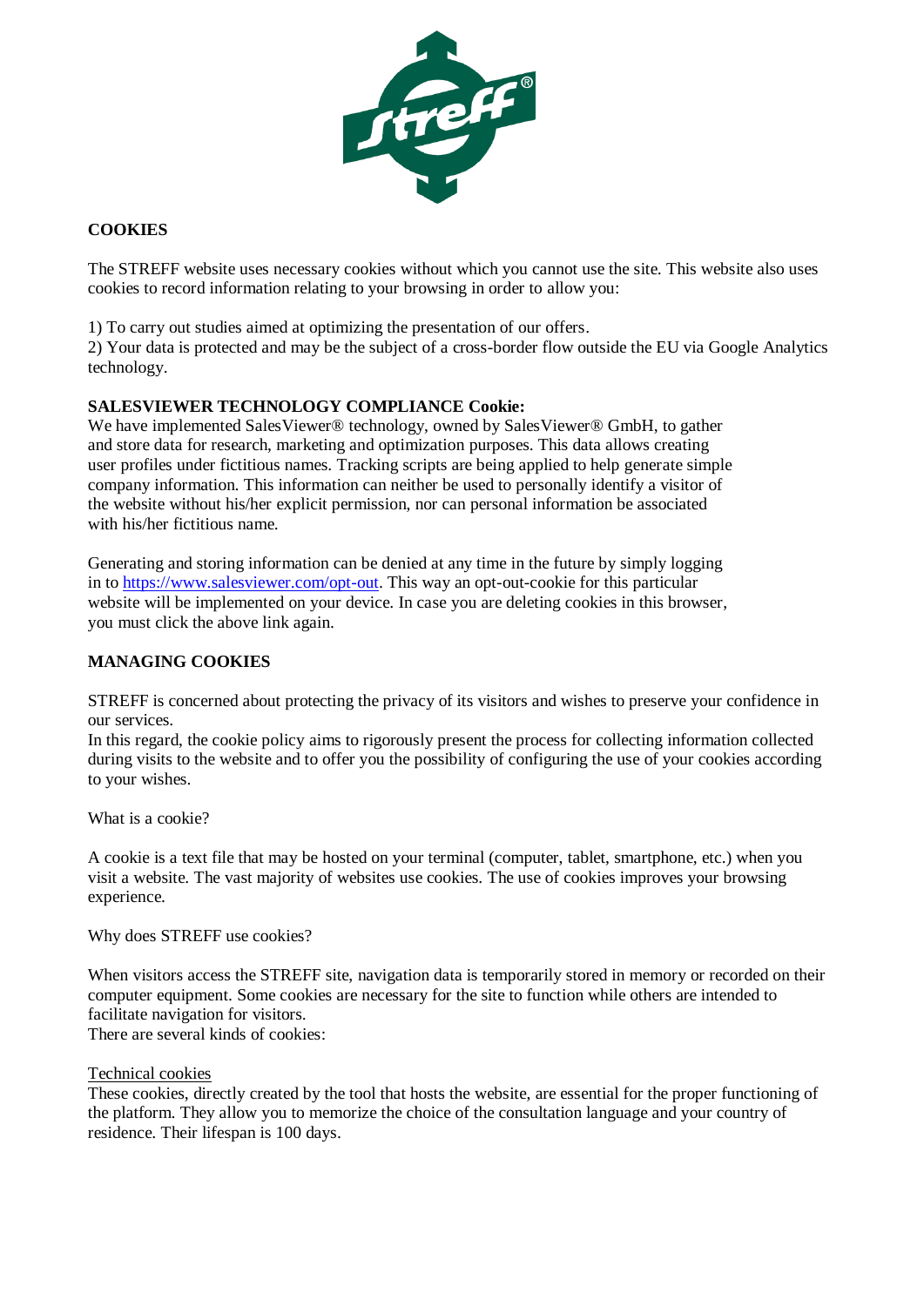## COOKIES

The STREFF website uses necessary cookies without which you cannot use the site. This website also uses cookies to record information relating to your browsing in order to allow you:

1) To carry out studies aimed at optimizing the presentation of our offers.
2) Your data is protected and may be the subject of a cross-border flow outside the EU via Google Analytics technology.

**SALESVIEWER TECHNOLOGY COMPLIANCE Cookie:**
We have implemented SalesViewer® technology, owned by SalesViewer® GmbH, to gather and store data for research, marketing and optimization purposes. This data allows creating user profiles under fictitious names. Tracking scripts are being applied to help generate simple company information. This information can neither be used to personally identify a visitor of the website without his/her explicit permission, nor can personal information be associated with his/her fictitious name.

Generating and storing information can be denied at any time in the future by simply logging in to [https://www.salesviewer.com/opt-out](https://www.salesviewer.com/opt-out). This way an opt-out-cookie for this particular website will be implemented on your device. In case you are deleting cookies in this browser, you must click the above link again.

## MANAGING COOKIES

STREFF is concerned about protecting the privacy of its visitors and wishes to preserve your confidence in our services.
In this regard, the cookie policy aims to rigorously present the process for collecting information collected during visits to the website and to offer you the possibility of configuring the use of your cookies according to your wishes.

What is a cookie?

A cookie is a text file that may be hosted on your terminal (computer, tablet, smartphone, etc.) when you visit a website. The vast majority of websites use cookies. The use of cookies improves your browsing experience.

Why does STREFF use cookies?

When visitors access the STREFF site, navigation data is temporarily stored in memory or recorded on their computer equipment. Some cookies are necessary for the site to function while others are intended to facilitate navigation for visitors.
There are several kinds of cookies:

<u>Technical cookies</u>
These cookies, directly created by the tool that hosts the website, are essential for the proper functioning of the platform. They allow you to memorize the choice of the consultation language and your country of residence. Their lifespan is 100 days.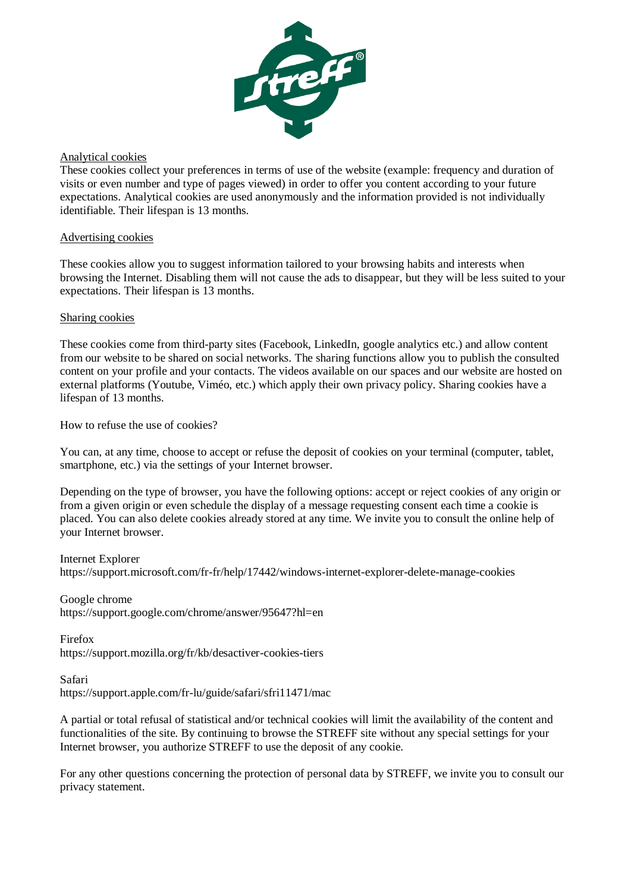Analytical cookies

These cookies collect your preferences in terms of use of the website (example: frequency and duration of visits or even number and type of pages viewed) in order to offer you content according to your future expectations. Analytical cookies are used anonymously and the information provided is not individually identifiable. Their lifespan is 13 months.

Advertising cookies

These cookies allow you to suggest information tailored to your browsing habits and interests when browsing the Internet. Disabling them will not cause the ads to disappear, but they will be less suited to your expectations. Their lifespan is 13 months.

Sharing cookies

These cookies come from third-party sites (Facebook, LinkedIn, google analytics etc.) and allow content from our website to be shared on social networks. The sharing functions allow you to publish the consulted content on your profile and your contacts. The videos available on our spaces and our website are hosted on external platforms (Youtube, Viméo, etc.) which apply their own privacy policy. Sharing cookies have a lifespan of 13 months.

How to refuse the use of cookies?

You can, at any time, choose to accept or refuse the deposit of cookies on your terminal (computer, tablet, smartphone, etc.) via the settings of your Internet browser.

Depending on the type of browser, you have the following options: accept or reject cookies of any origin or from a given origin or even schedule the display of a message requesting consent each time a cookie is placed. You can also delete cookies already stored at any time. We invite you to consult the online help of your Internet browser.

Internet Explorer
https://support.microsoft.com/fr-fr/help/17442/windows-internet-explorer-delete-manage-cookies

Google chrome
https://support.google.com/chrome/answer/95647?hl=en

Firefox
https://support.mozilla.org/fr/kb/desactiver-cookies-tiers

Safari
https://support.apple.com/fr-lu/guide/safari/sfri11471/mac

A partial or total refusal of statistical and/or technical cookies will limit the availability of the content and functionalities of the site. By continuing to browse the STREFF site without any special settings for your Internet browser, you authorize STREFF to use the deposit of any cookie.

For any other questions concerning the protection of personal data by STREFF, we invite you to consult our privacy statement.